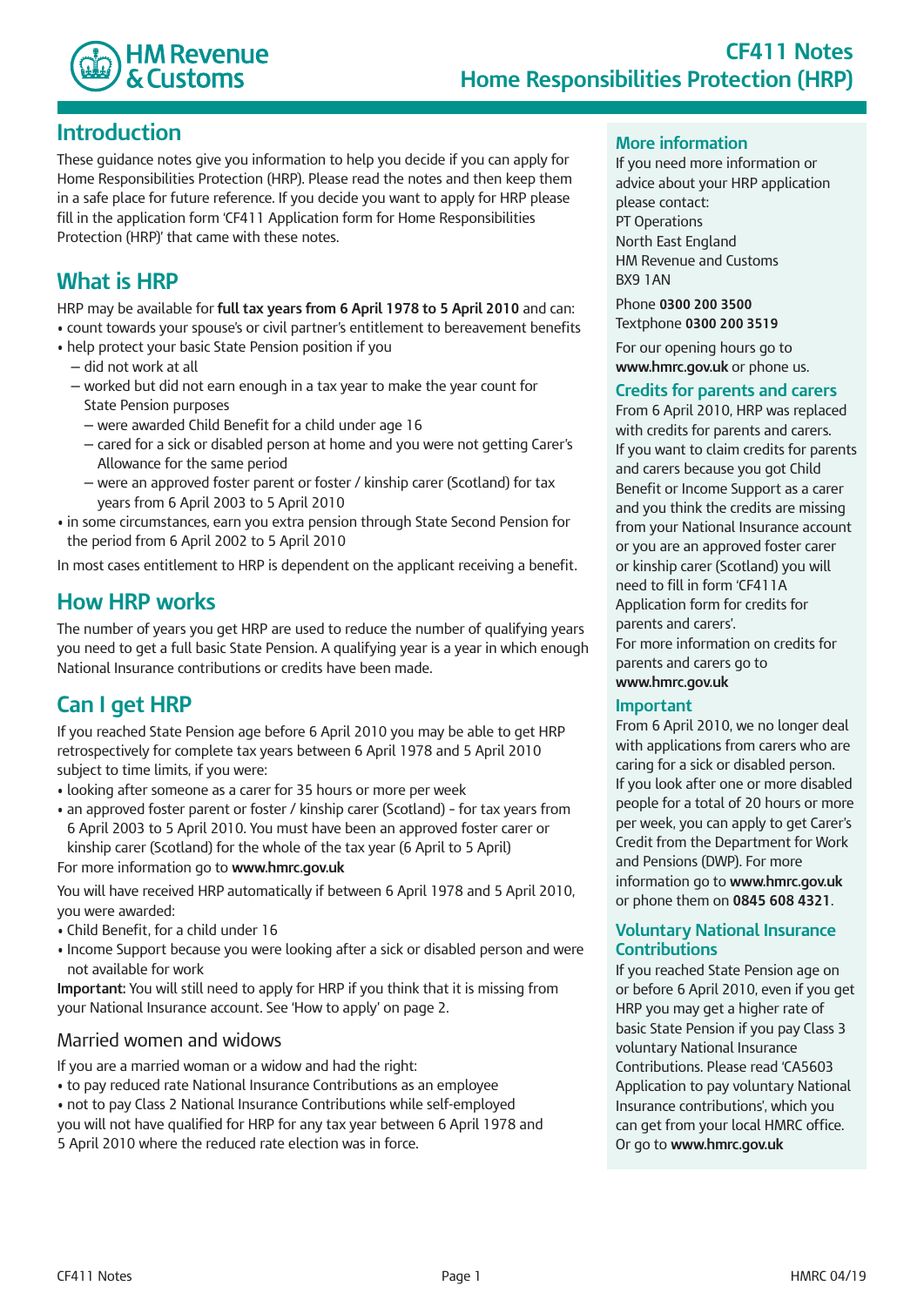# CF411 Notes
# Home Responsibilities Protection (HRP)

## Introduction

These guidance notes give you information to help you decide if you can apply for Home Responsibilities Protection (HRP). Please read the notes and then keep them in a safe place for future reference. If you decide you want to apply for HRP please fill in the application form 'CF411 Application form for Home Responsibilities Protection (HRP)' that came with these notes.

## What is HRP

HRP may be available for **full tax years from 6 April 1978 to 5 April 2010** and can:

- count towards your spouse's or civil partner's entitlement to bereavement benefits
- help protect your basic State Pension position if you
  - did not work at all
  - worked but did not earn enough in a tax year to make the year count for State Pension purposes
    - were awarded Child Benefit for a child under age 16
    - cared for a sick or disabled person at home and you were not getting Carer's Allowance for the same period
    - were an approved foster parent or foster / kinship carer (Scotland) for tax years from 6 April 2003 to 5 April 2010
- in some circumstances, earn you extra pension through State Second Pension for the period from 6 April 2002 to 5 April 2010

In most cases entitlement to HRP is dependent on the applicant receiving a benefit.

## How HRP works

The number of years you get HRP are used to reduce the number of qualifying years you need to get a full basic State Pension. A qualifying year is a year in which enough National Insurance contributions or credits have been made.

## Can I get HRP

If you reached State Pension age before 6 April 2010 you may be able to get HRP retrospectively for complete tax years between 6 April 1978 and 5 April 2010 subject to time limits, if you were:

- looking after someone as a carer for 35 hours or more per week
- an approved foster parent or foster / kinship carer (Scotland) - for tax years from 6 April 2003 to 5 April 2010. You must have been an approved foster carer or kinship carer (Scotland) for the whole of the tax year (6 April to 5 April)

For more information go to **www.hmrc.gov.uk**

You will have received HRP automatically if between 6 April 1978 and 5 April 2010, you were awarded:

- Child Benefit, for a child under 16
- Income Support because you were looking after a sick or disabled person and were not available for work

**Important:** You will still need to apply for HRP if you think that it is missing from your National Insurance account. See 'How to apply' on page 2.

### Married women and widows

If you are a married woman or a widow and had the right:

- to pay reduced rate National Insurance Contributions as an employee
- not to pay Class 2 National Insurance Contributions while self-employed

you will not have qualified for HRP for any tax year between 6 April 1978 and 5 April 2010 where the reduced rate election was in force.

## More information

If you need more information or advice about your HRP application please contact:
PT Operations
North East England
HM Revenue and Customs
BX9 1AN

Phone **0300 200 3500**
Textphone **0300 200 3519**

For our opening hours go to **www.hmrc.gov.uk** or phone us.

## Credits for parents and carers

From 6 April 2010, HRP was replaced with credits for parents and carers. If you want to claim credits for parents and carers because you got Child Benefit or Income Support as a carer and you think the credits are missing from your National Insurance account or you are an approved foster carer or kinship carer (Scotland) you will need to fill in form 'CF411A Application form for credits for parents and carers'.
For more information on credits for parents and carers go to **www.hmrc.gov.uk**

## Important

From 6 April 2010, we no longer deal with applications from carers who are caring for a sick or disabled person. If you look after one or more disabled people for a total of 20 hours or more per week, you can apply to get Carer's Credit from the Department for Work and Pensions (DWP). For more information go to **www.hmrc.gov.uk** or phone them on **0845 608 4321**.

## Voluntary National Insurance Contributions

If you reached State Pension age on or before 6 April 2010, even if you get HRP you may get a higher rate of basic State Pension if you pay Class 3 voluntary National Insurance Contributions. Please read 'CA5603 Application to pay voluntary National Insurance contributions', which you can get from your local HMRC office. Or go to **www.hmrc.gov.uk**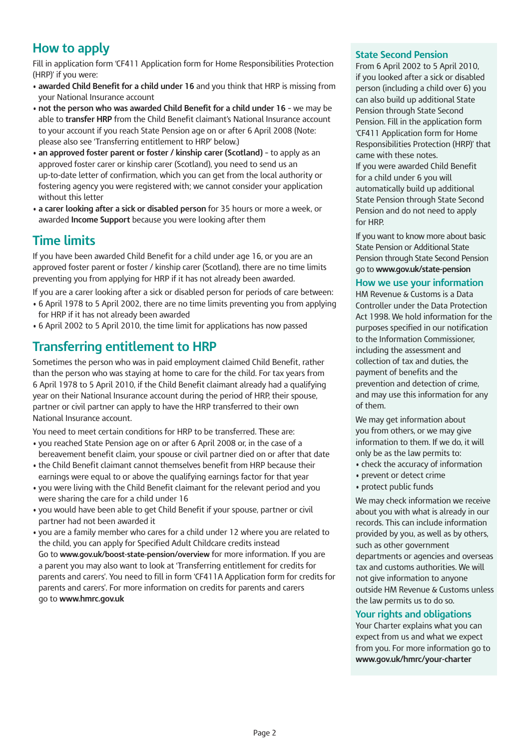## How to apply

Fill in application form 'CF411 Application form for Home Responsibilities Protection (HRP)' if you were:

- **awarded Child Benefit for a child under 16** and you think that HRP is missing from your National Insurance account
- **not the person who was awarded Child Benefit for a child under 16** – we may be able to **transfer HRP** from the Child Benefit claimant's National Insurance account to your account if you reach State Pension age on or after 6 April 2008 (Note: please also see 'Transferring entitlement to HRP' below.)
- **an approved foster parent or foster / kinship carer (Scotland)** – to apply as an approved foster carer or kinship carer (Scotland), you need to send us an up-to-date letter of confirmation, which you can get from the local authority or fostering agency you were registered with; we cannot consider your application without this letter
- **a carer looking after a sick or disabled person** for 35 hours or more a week, or awarded **Income Support** because you were looking after them

## Time limits

If you have been awarded Child Benefit for a child under age 16, or you are an approved foster parent or foster / kinship carer (Scotland), there are no time limits preventing you from applying for HRP if it has not already been awarded.

If you are a carer looking after a sick or disabled person for periods of care between:

- 6 April 1978 to 5 April 2002, there are no time limits preventing you from applying for HRP if it has not already been awarded
- 6 April 2002 to 5 April 2010, the time limit for applications has now passed

## Transferring entitlement to HRP

Sometimes the person who was in paid employment claimed Child Benefit, rather than the person who was staying at home to care for the child. For tax years from 6 April 1978 to 5 April 2010, if the Child Benefit claimant already had a qualifying year on their National Insurance account during the period of HRP, their spouse, partner or civil partner can apply to have the HRP transferred to their own National Insurance account.

You need to meet certain conditions for HRP to be transferred. These are:

- you reached State Pension age on or after 6 April 2008 or, in the case of a bereavement benefit claim, your spouse or civil partner died on or after that date
- the Child Benefit claimant cannot themselves benefit from HRP because their earnings were equal to or above the qualifying earnings factor for that year
- you were living with the Child Benefit claimant for the relevant period and you were sharing the care for a child under 16
- you would have been able to get Child Benefit if your spouse, partner or civil partner had not been awarded it
- you are a family member who cares for a child under 12 where you are related to the child, you can apply for Specified Adult Childcare credits instead
  Go to **www.gov.uk/boost-state-pension/overview** for more information. If you are a parent you may also want to look at 'Transferring entitlement for credits for parents and carers'. You need to fill in form 'CF411A Application form for credits for parents and carers'. For more information on credits for parents and carers go to **www.hmrc.gov.uk**

## State Second Pension

From 6 April 2002 to 5 April 2010, if you looked after a sick or disabled person (including a child over 6) you can also build up additional State Pension through State Second Pension. Fill in the application form 'CF411 Application form for Home Responsibilities Protection (HRP)' that came with these notes.

If you were awarded Child Benefit for a child under 6 you will automatically build up additional State Pension through State Second Pension and do not need to apply for HRP.

If you want to know more about basic State Pension or Additional State Pension through State Second Pension go to **www.gov.uk/state-pension**

## How we use your information

HM Revenue & Customs is a Data Controller under the Data Protection Act 1998. We hold information for the purposes specified in our notification to the Information Commissioner, including the assessment and collection of tax and duties, the payment of benefits and the prevention and detection of crime, and may use this information for any of them.

We may get information about you from others, or we may give information to them. If we do, it will only be as the law permits to:

- check the accuracy of information
- prevent or detect crime
- protect public funds

We may check information we receive about you with what is already in our records. This can include information provided by you, as well as by others, such as other government departments or agencies and overseas tax and customs authorities. We will not give information to anyone outside HM Revenue & Customs unless the law permits us to do so.

## Your rights and obligations

Your Charter explains what you can expect from us and what we expect from you. For more information go to **www.gov.uk/hmrc/your-charter**